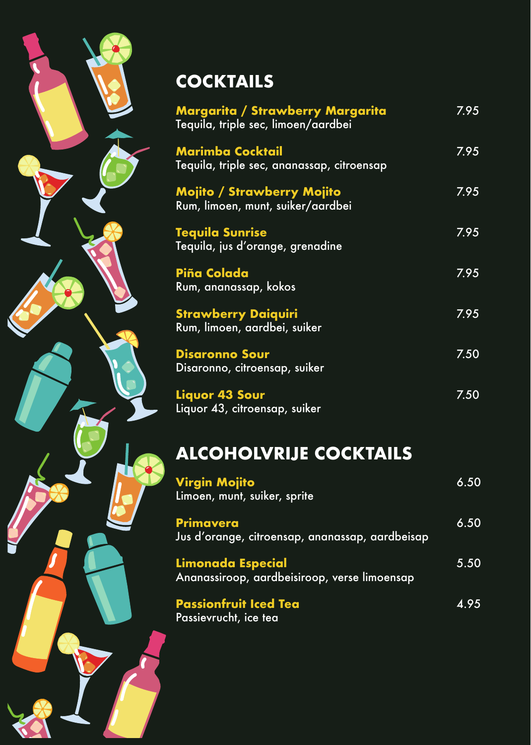# COCKTAILS

**Margarita / Strawberry Margarita** 7.95
Tequila, triple sec, limoen/aardbei

**Marimba Cocktail** 7.95
Tequila, triple sec, ananassap, citroensap

**Mojito / Strawberry Mojito** 7.95
Rum, limoen, munt, suiker/aardbei

**Tequila Sunrise** 7.95
Tequila, jus d'orange, grenadine

**Piña Colada** 7.95
Rum, ananassap, kokos

**Strawberry Daiquiri** 7.95
Rum, limoen, aardbei, suiker

**Disaronno Sour** 7.50
Disaronno, citroensap, suiker

**Liquor 43 Sour** 7.50
Liquor 43, citroensap, suiker

# ALCOHOLVRIJE COCKTAILS

**Virgin Mojito** 6.50
Limoen, munt, suiker, sprite

**Primavera** 6.50
Jus d'orange, citroensap, ananassap, aardbeisap

**Limonada Especial** 5.50
Ananassiroop, aardbeisiroop, verse limoensap

**Passionfruit Iced Tea** 4.95
Passievrucht, ice tea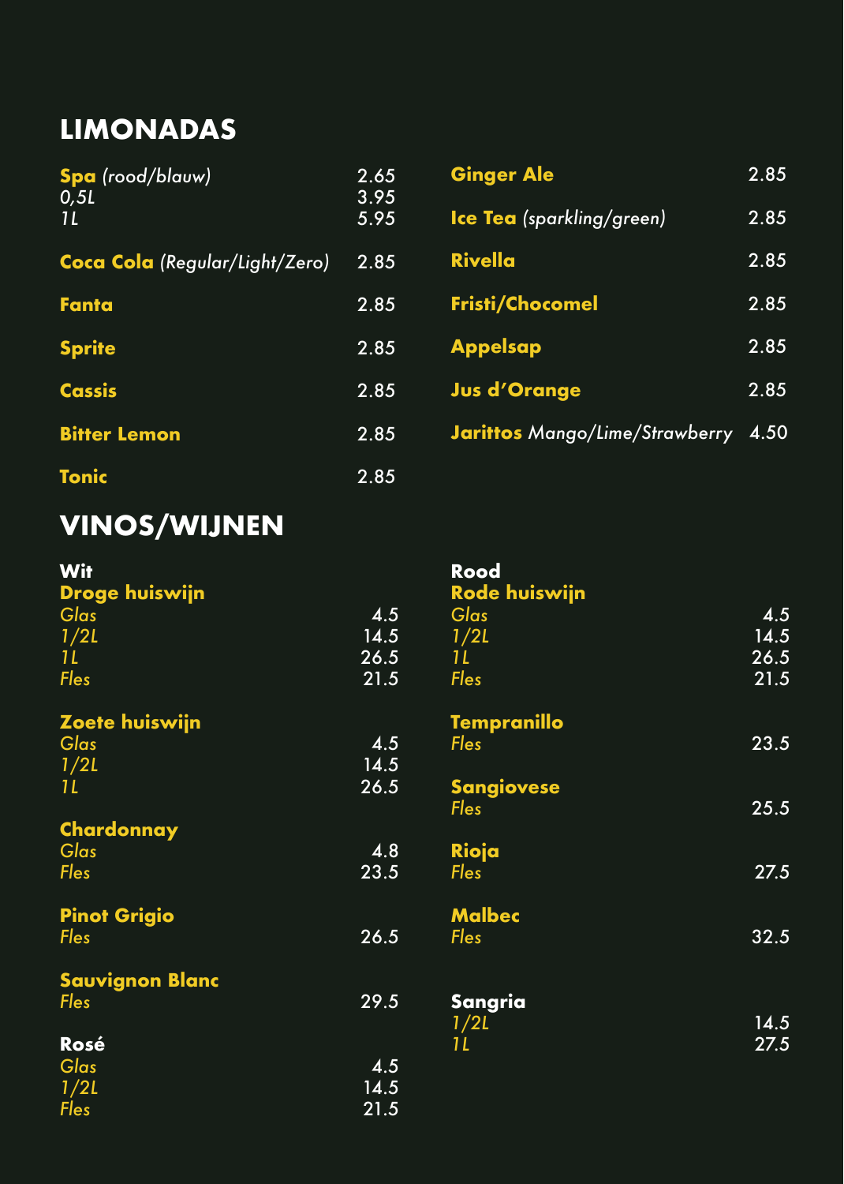## LIMONADAS

| | |
|---|---|
| **Spa** *(rood/blauw)* | 2.65 |
| *0,5L* | 3.95 |
| *1L* | 5.95 |
| **Coca Cola** *(Regular/Light/Zero)* | 2.85 |
| **Fanta** | 2.85 |
| **Sprite** | 2.85 |
| **Cassis** | 2.85 |
| **Bitter Lemon** | 2.85 |
| **Tonic** | 2.85 |
| **Ginger Ale** | 2.85 |
| **Ice Tea** *(sparkling/green)* | 2.85 |
| **Rivella** | 2.85 |
| **Fristi/Chocomel** | 2.85 |
| **Appelsap** | 2.85 |
| **Jus d'Orange** | 2.85 |
| **Jarittos** *Mango/Lime/Strawberry* | 4.50 |

## VINOS/WIJNEN

### Wit

**Droge huiswijn**

| | |
|---|---|
| *Glas* | 4.5 |
| *1/2L* | 14.5 |
| *1L* | 26.5 |
| *Fles* | 21.5 |

**Zoete huiswijn**

| | |
|---|---|
| *Glas* | 4.5 |
| *1/2L* | 14.5 |
| *1L* | 26.5 |

**Chardonnay**

| | |
|---|---|
| *Glas* | 4.8 |
| *Fles* | 23.5 |

**Pinot Grigio**

| | |
|---|---|
| *Fles* | 26.5 |

**Sauvignon Blanc**

| | |
|---|---|
| *Fles* | 29.5 |

### Rosé

| | |
|---|---|
| *Glas* | 4.5 |
| *1/2L* | 14.5 |
| *Fles* | 21.5 |

### Rood

**Rode huiswijn**

| | |
|---|---|
| *Glas* | 4.5 |
| *1/2L* | 14.5 |
| *1L* | 26.5 |
| *Fles* | 21.5 |

**Tempranillo**

| | |
|---|---|
| *Fles* | 23.5 |

**Sangiovese**

| | |
|---|---|
| *Fles* | 25.5 |

**Rioja**

| | |
|---|---|
| *Fles* | 27.5 |

**Malbec**

| | |
|---|---|
| *Fles* | 32.5 |

### Sangria

| | |
|---|---|
| *1/2L* | 14.5 |
| *1L* | 27.5 |